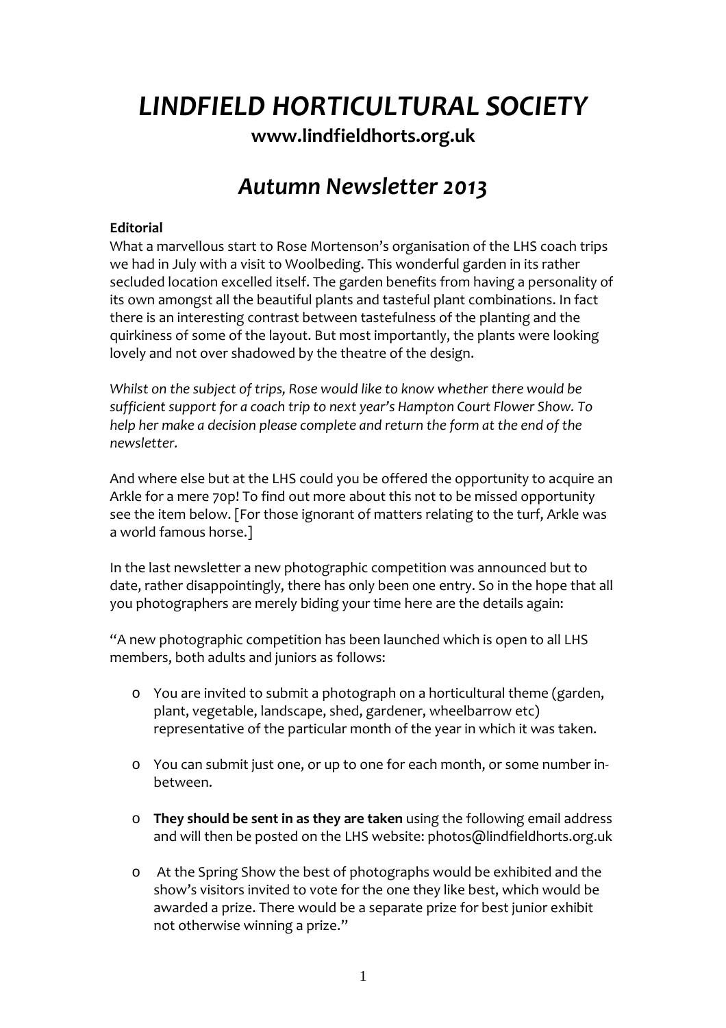# *LINDFIELD HORTICULTURAL SOCIETY*

**www.lindfieldhorts.org.uk**

## *Autumn Newsletter 2013*

**Editorial**

What a marvellous start to Rose Mortenson's organisation of the LHS coach trips we had in July with a visit to Woolbeding. This wonderful garden in its rather secluded location excelled itself. The garden benefits from having a personality of its own amongst all the beautiful plants and tasteful plant combinations. In fact there is an interesting contrast between tastefulness of the planting and the quirkiness of some of the layout. But most importantly, the plants were looking lovely and not over shadowed by the theatre of the design.

*Whilst on the subject of trips, Rose would like to know whether there would be sufficient support for a coach trip to next year's Hampton Court Flower Show. To help her make a decision please complete and return the form at the end of the newsletter.*

And where else but at the LHS could you be offered the opportunity to acquire an Arkle for a mere 70p! To find out more about this not to be missed opportunity see the item below. [For those ignorant of matters relating to the turf, Arkle was a world famous horse.]

In the last newsletter a new photographic competition was announced but to date, rather disappointingly, there has only been one entry. So in the hope that all you photographers are merely biding your time here are the details again:

"A new photographic competition has been launched which is open to all LHS members, both adults and juniors as follows:

- You are invited to submit a photograph on a horticultural theme (garden, plant, vegetable, landscape, shed, gardener, wheelbarrow etc) representative of the particular month of the year in which it was taken.
- You can submit just one, or up to one for each month, or some number in-between.
- **They should be sent in as they are taken** using the following email address and will then be posted on the LHS website: photos@lindfieldhorts.org.uk
- At the Spring Show the best of photographs would be exhibited and the show's visitors invited to vote for the one they like best, which would be awarded a prize. There would be a separate prize for best junior exhibit not otherwise winning a prize."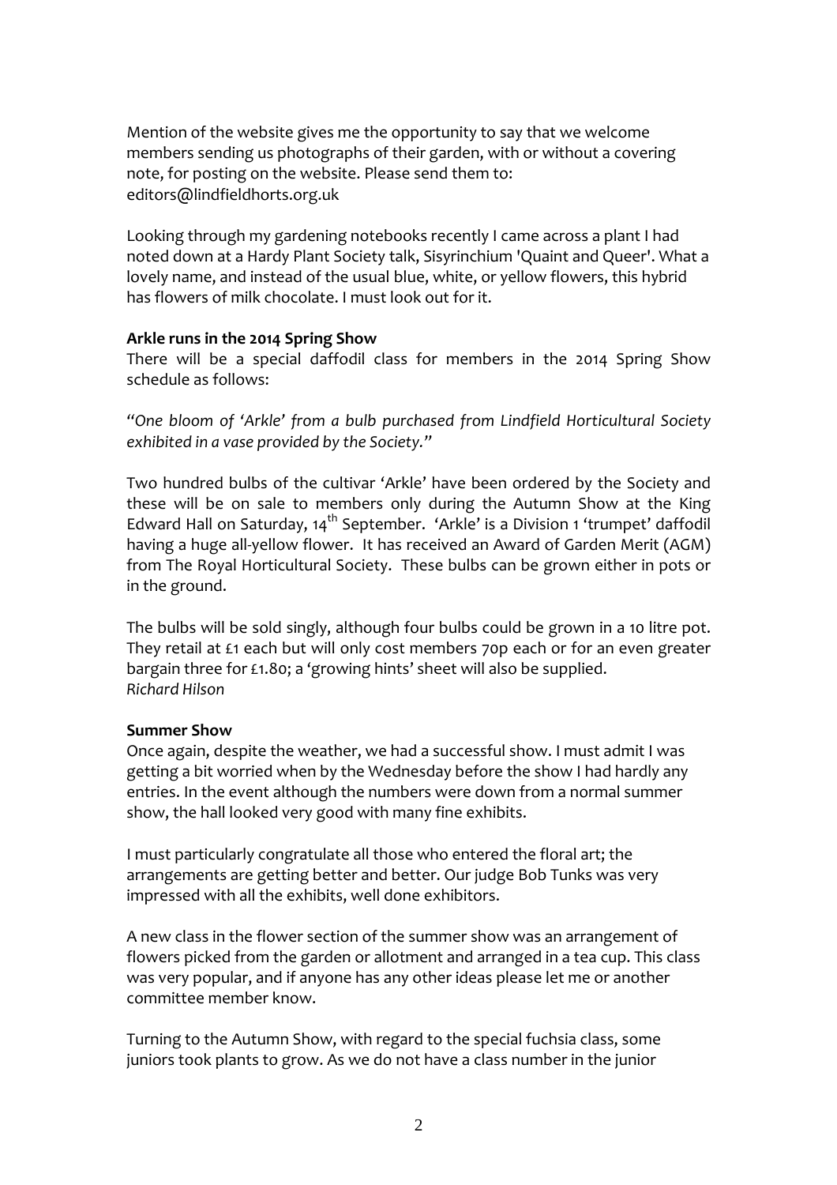Mention of the website gives me the opportunity to say that we welcome members sending us photographs of their garden, with or without a covering note, for posting on the website. Please send them to: editors@lindfieldhorts.org.uk

Looking through my gardening notebooks recently I came across a plant I had noted down at a Hardy Plant Society talk, Sisyrinchium 'Quaint and Queer'. What a lovely name, and instead of the usual blue, white, or yellow flowers, this hybrid has flowers of milk chocolate. I must look out for it.

**Arkle runs in the 2014 Spring Show**

There will be a special daffodil class for members in the 2014 Spring Show schedule as follows:

*"One bloom of 'Arkle' from a bulb purchased from Lindfield Horticultural Society exhibited in a vase provided by the Society."*

Two hundred bulbs of the cultivar 'Arkle' have been ordered by the Society and these will be on sale to members only during the Autumn Show at the King Edward Hall on Saturday, 14th September. 'Arkle' is a Division 1 'trumpet' daffodil having a huge all-yellow flower. It has received an Award of Garden Merit (AGM) from The Royal Horticultural Society. These bulbs can be grown either in pots or in the ground.

The bulbs will be sold singly, although four bulbs could be grown in a 10 litre pot. They retail at £1 each but will only cost members 70p each or for an even greater bargain three for £1.80; a 'growing hints' sheet will also be supplied.
*Richard Hilson*

**Summer Show**

Once again, despite the weather, we had a successful show. I must admit I was getting a bit worried when by the Wednesday before the show I had hardly any entries. In the event although the numbers were down from a normal summer show, the hall looked very good with many fine exhibits.

I must particularly congratulate all those who entered the floral art; the arrangements are getting better and better. Our judge Bob Tunks was very impressed with all the exhibits, well done exhibitors.

A new class in the flower section of the summer show was an arrangement of flowers picked from the garden or allotment and arranged in a tea cup. This class was very popular, and if anyone has any other ideas please let me or another committee member know.

Turning to the Autumn Show, with regard to the special fuchsia class, some juniors took plants to grow. As we do not have a class number in the junior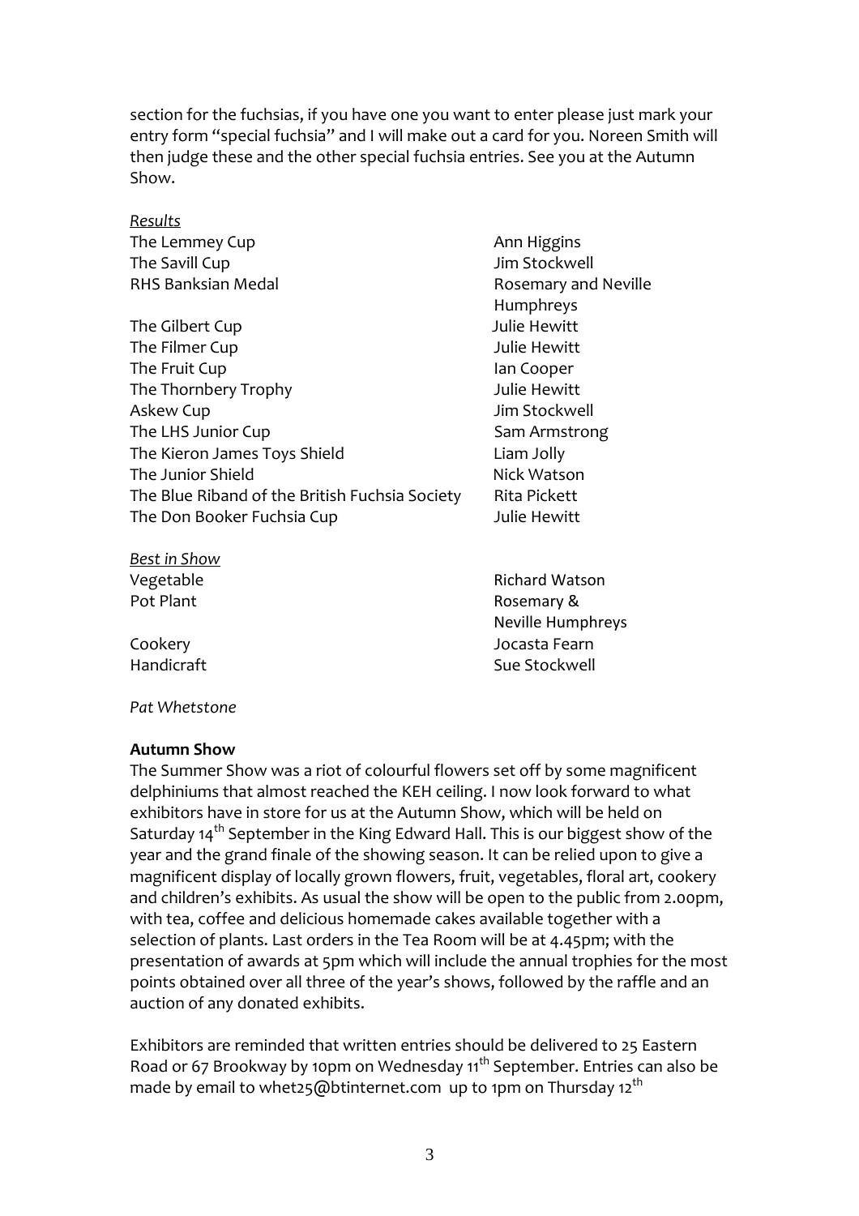section for the fuchsias, if you have one you want to enter please just mark your entry form "special fuchsia" and I will make out a card for you. Noreen Smith will then judge these and the other special fuchsia entries. See you at the Autumn Show.

*Results*

| | |
|---|---|
| The Lemmey Cup | Ann Higgins |
| The Savill Cup | Jim Stockwell |
| RHS Banksian Medal | Rosemary and Neville Humphreys |
| The Gilbert Cup | Julie Hewitt |
| The Filmer Cup | Julie Hewitt |
| The Fruit Cup | Ian Cooper |
| The Thornbery Trophy | Julie Hewitt |
| Askew Cup | Jim Stockwell |
| The LHS Junior Cup | Sam Armstrong |
| The Kieron James Toys Shield | Liam Jolly |
| The Junior Shield | Nick Watson |
| The Blue Riband of the British Fuchsia Society | Rita Pickett |
| The Don Booker Fuchsia Cup | Julie Hewitt |

*Best in Show*

| | |
|---|---|
| Vegetable | Richard Watson |
| Pot Plant | Rosemary & Neville Humphreys |
| Cookery | Jocasta Fearn |
| Handicraft | Sue Stockwell |

*Pat Whetstone*

**Autumn Show**

The Summer Show was a riot of colourful flowers set off by some magnificent delphiniums that almost reached the KEH ceiling. I now look forward to what exhibitors have in store for us at the Autumn Show, which will be held on Saturday 14th September in the King Edward Hall. This is our biggest show of the year and the grand finale of the showing season. It can be relied upon to give a magnificent display of locally grown flowers, fruit, vegetables, floral art, cookery and children's exhibits. As usual the show will be open to the public from 2.00pm, with tea, coffee and delicious homemade cakes available together with a selection of plants. Last orders in the Tea Room will be at 4.45pm; with the presentation of awards at 5pm which will include the annual trophies for the most points obtained over all three of the year's shows, followed by the raffle and an auction of any donated exhibits.

Exhibitors are reminded that written entries should be delivered to 25 Eastern Road or 67 Brookway by 10pm on Wednesday 11th September. Entries can also be made by email to whet25@btinternet.com up to 1pm on Thursday 12th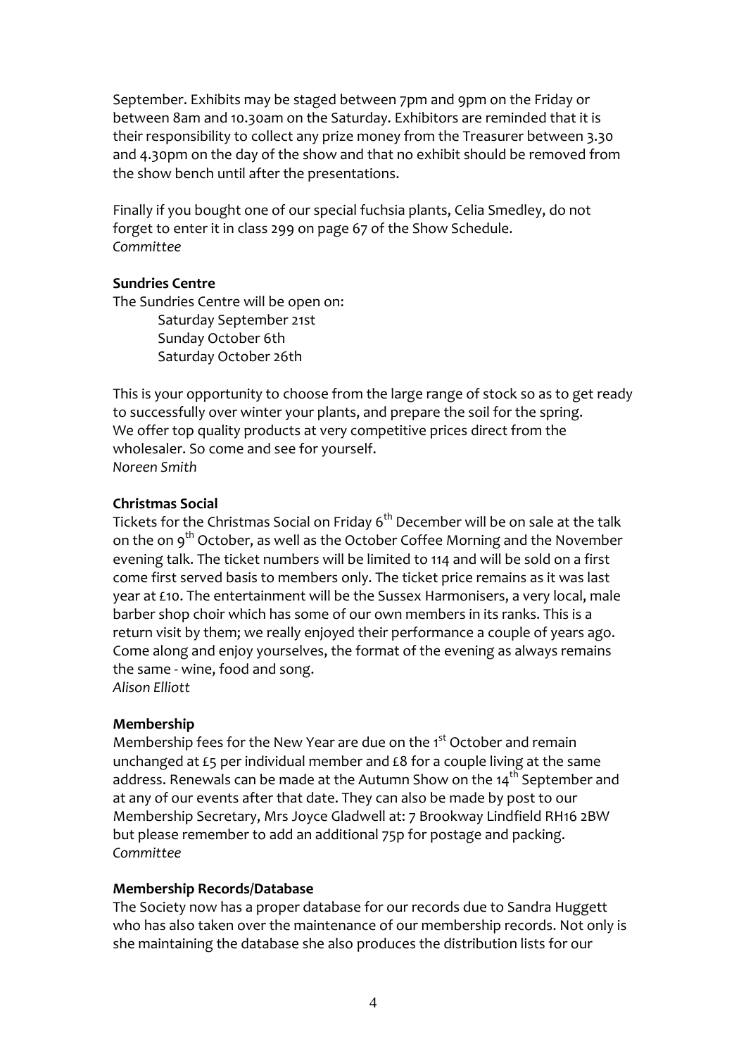September. Exhibits may be staged between 7pm and 9pm on the Friday or between 8am and 10.30am on the Saturday. Exhibitors are reminded that it is their responsibility to collect any prize money from the Treasurer between 3.30 and 4.30pm on the day of the show and that no exhibit should be removed from the show bench until after the presentations.

Finally if you bought one of our special fuchsia plants, Celia Smedley, do not forget to enter it in class 299 on page 67 of the Show Schedule.
*Committee*

**Sundries Centre**

The Sundries Centre will be open on:

- Saturday September 21st
- Sunday October 6th
- Saturday October 26th

This is your opportunity to choose from the large range of stock so as to get ready to successfully over winter your plants, and prepare the soil for the spring. We offer top quality products at very competitive prices direct from the wholesaler. So come and see for yourself.
*Noreen Smith*

**Christmas Social**

Tickets for the Christmas Social on Friday 6th December will be on sale at the talk on the on 9th October, as well as the October Coffee Morning and the November evening talk. The ticket numbers will be limited to 114 and will be sold on a first come first served basis to members only. The ticket price remains as it was last year at £10. The entertainment will be the Sussex Harmonisers, a very local, male barber shop choir which has some of our own members in its ranks. This is a return visit by them; we really enjoyed their performance a couple of years ago. Come along and enjoy yourselves, the format of the evening as always remains the same - wine, food and song.
*Alison Elliott*

**Membership**

Membership fees for the New Year are due on the 1st October and remain unchanged at £5 per individual member and £8 for a couple living at the same address. Renewals can be made at the Autumn Show on the 14th September and at any of our events after that date. They can also be made by post to our Membership Secretary, Mrs Joyce Gladwell at: 7 Brookway Lindfield RH16 2BW but please remember to add an additional 75p for postage and packing.
*Committee*

**Membership Records/Database**

The Society now has a proper database for our records due to Sandra Huggett who has also taken over the maintenance of our membership records. Not only is she maintaining the database she also produces the distribution lists for our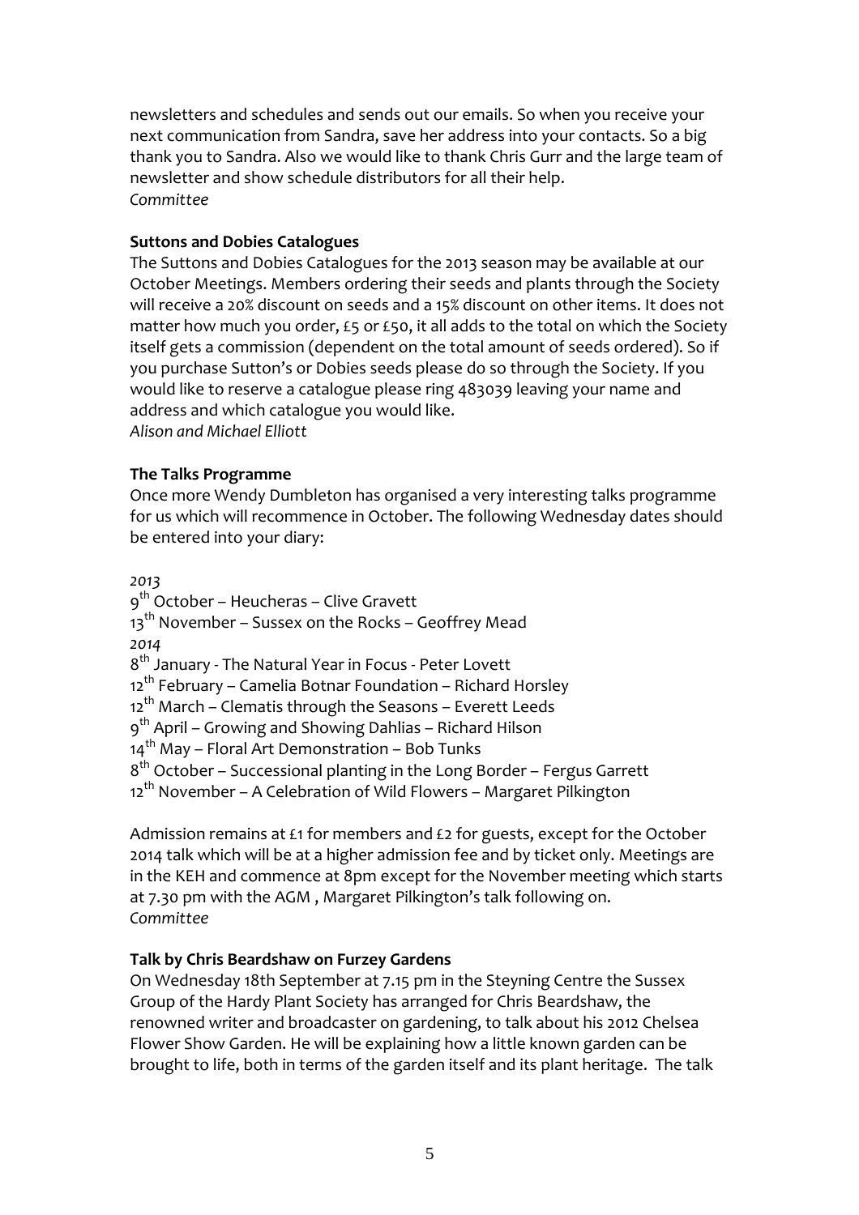newsletters and schedules and sends out our emails. So when you receive your next communication from Sandra, save her address into your contacts. So a big thank you to Sandra. Also we would like to thank Chris Gurr and the large team of newsletter and show schedule distributors for all their help.
*Committee*

**Suttons and Dobies Catalogues**

The Suttons and Dobies Catalogues for the 2013 season may be available at our October Meetings. Members ordering their seeds and plants through the Society will receive a 20% discount on seeds and a 15% discount on other items. It does not matter how much you order, £5 or £50, it all adds to the total on which the Society itself gets a commission (dependent on the total amount of seeds ordered). So if you purchase Sutton's or Dobies seeds please do so through the Society. If you would like to reserve a catalogue please ring 483039 leaving your name and address and which catalogue you would like.
*Alison and Michael Elliott*

**The Talks Programme**

Once more Wendy Dumbleton has organised a very interesting talks programme for us which will recommence in October. The following Wednesday dates should be entered into your diary:

*2013*
9th October – Heucheras – Clive Gravett
13th November – Sussex on the Rocks – Geoffrey Mead
*2014*
8th January - The Natural Year in Focus - Peter Lovett
12th February – Camelia Botnar Foundation – Richard Horsley
12th March – Clematis through the Seasons – Everett Leeds
9th April – Growing and Showing Dahlias – Richard Hilson
14th May – Floral Art Demonstration – Bob Tunks
8th October – Successional planting in the Long Border – Fergus Garrett
12th November – A Celebration of Wild Flowers – Margaret Pilkington

Admission remains at £1 for members and £2 for guests, except for the October 2014 talk which will be at a higher admission fee and by ticket only. Meetings are in the KEH and commence at 8pm except for the November meeting which starts at 7.30 pm with the AGM , Margaret Pilkington's talk following on.
*Committee*

**Talk by Chris Beardshaw on Furzey Gardens**

On Wednesday 18th September at 7.15 pm in the Steyning Centre the Sussex Group of the Hardy Plant Society has arranged for Chris Beardshaw, the renowned writer and broadcaster on gardening, to talk about his 2012 Chelsea Flower Show Garden. He will be explaining how a little known garden can be brought to life, both in terms of the garden itself and its plant heritage. The talk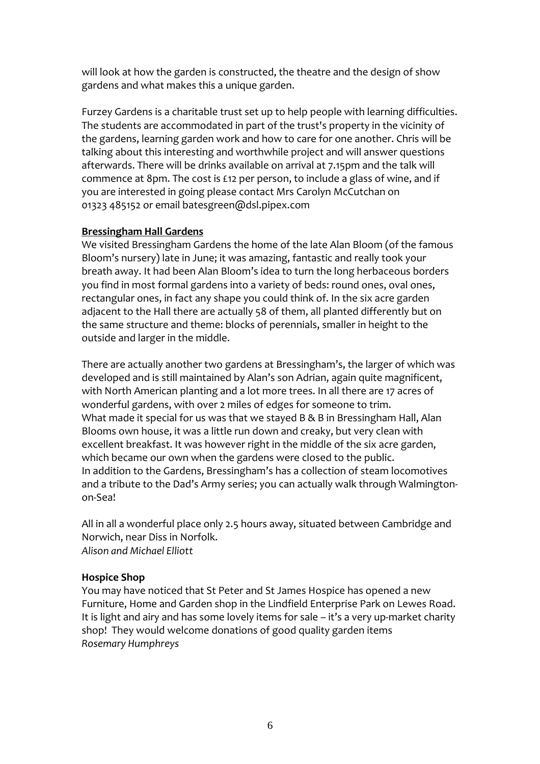will look at how the garden is constructed, the theatre and the design of show gardens and what makes this a unique garden.

Furzey Gardens is a charitable trust set up to help people with learning difficulties. The students are accommodated in part of the trust's property in the vicinity of the gardens, learning garden work and how to care for one another. Chris will be talking about this interesting and worthwhile project and will answer questions afterwards. There will be drinks available on arrival at 7.15pm and the talk will commence at 8pm. The cost is £12 per person, to include a glass of wine, and if you are interested in going please contact Mrs Carolyn McCutchan on 01323 485152 or email batesgreen@dsl.pipex.com

**Bressingham Hall Gardens**

We visited Bressingham Gardens the home of the late Alan Bloom (of the famous Bloom's nursery) late in June; it was amazing, fantastic and really took your breath away. It had been Alan Bloom's idea to turn the long herbaceous borders you find in most formal gardens into a variety of beds: round ones, oval ones, rectangular ones, in fact any shape you could think of. In the six acre garden adjacent to the Hall there are actually 58 of them, all planted differently but on the same structure and theme: blocks of perennials, smaller in height to the outside and larger in the middle.

There are actually another two gardens at Bressingham's, the larger of which was developed and is still maintained by Alan's son Adrian, again quite magnificent, with North American planting and a lot more trees. In all there are 17 acres of wonderful gardens, with over 2 miles of edges for someone to trim.
What made it special for us was that we stayed B & B in Bressingham Hall, Alan Blooms own house, it was a little run down and creaky, but very clean with excellent breakfast. It was however right in the middle of the six acre garden, which became our own when the gardens were closed to the public.
In addition to the Gardens, Bressingham's has a collection of steam locomotives and a tribute to the Dad's Army series; you can actually walk through Walmington-on-Sea!

All in all a wonderful place only 2.5 hours away, situated between Cambridge and Norwich, near Diss in Norfolk.
*Alison and Michael Elliott*

**Hospice Shop**

You may have noticed that St Peter and St James Hospice has opened a new Furniture, Home and Garden shop in the Lindfield Enterprise Park on Lewes Road. It is light and airy and has some lovely items for sale – it's a very up-market charity shop! They would welcome donations of good quality garden items
*Rosemary Humphreys*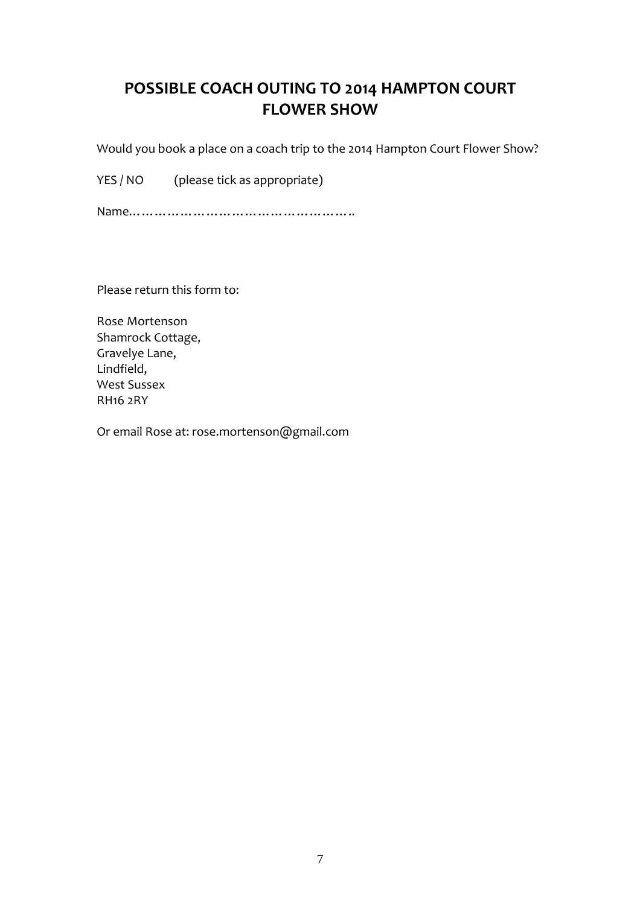# POSSIBLE COACH OUTING TO 2014 HAMPTON COURT FLOWER SHOW

Would you book a place on a coach trip to the 2014 Hampton Court Flower Show?

YES / NO (please tick as appropriate)

Name…………………………………………….

Please return this form to:

Rose Mortenson
Shamrock Cottage,
Gravelye Lane,
Lindfield,
West Sussex
RH16 2RY

Or email Rose at: rose.mortenson@gmail.com